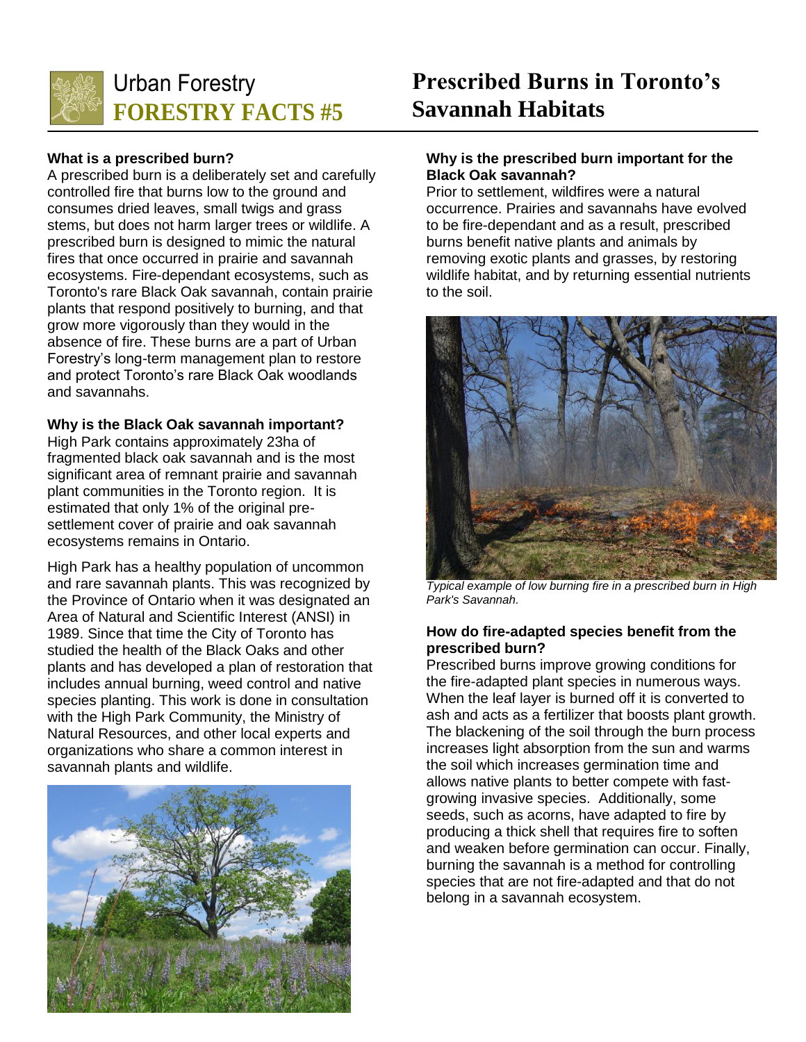Urban Forestry

**FORESTRY FACTS #5**

# Prescribed Burns in Toronto's Savannah Habitats

### What is a prescribed burn?

A prescribed burn is a deliberately set and carefully controlled fire that burns low to the ground and consumes dried leaves, small twigs and grass stems, but does not harm larger trees or wildlife. A prescribed burn is designed to mimic the natural fires that once occurred in prairie and savannah ecosystems. Fire-dependant ecosystems, such as Toronto's rare Black Oak savannah, contain prairie plants that respond positively to burning, and that grow more vigorously than they would in the absence of fire. These burns are a part of Urban Forestry's long-term management plan to restore and protect Toronto's rare Black Oak woodlands and savannahs.

### Why is the Black Oak savannah important?

High Park contains approximately 23ha of fragmented black oak savannah and is the most significant area of remnant prairie and savannah plant communities in the Toronto region. It is estimated that only 1% of the original pre-settlement cover of prairie and oak savannah ecosystems remains in Ontario.

High Park has a healthy population of uncommon and rare savannah plants. This was recognized by the Province of Ontario when it was designated an Area of Natural and Scientific Interest (ANSI) in 1989. Since that time the City of Toronto has studied the health of the Black Oaks and other plants and has developed a plan of restoration that includes annual burning, weed control and native species planting. This work is done in consultation with the High Park Community, the Ministry of Natural Resources, and other local experts and organizations who share a common interest in savannah plants and wildlife.

### Why is the prescribed burn important for the Black Oak savannah?

Prior to settlement, wildfires were a natural occurrence. Prairies and savannahs have evolved to be fire-dependant and as a result, prescribed burns benefit native plants and animals by removing exotic plants and grasses, by restoring wildlife habitat, and by returning essential nutrients to the soil.

*Typical example of low burning fire in a prescribed burn in High Park's Savannah.*

### How do fire-adapted species benefit from the prescribed burn?

Prescribed burns improve growing conditions for the fire-adapted plant species in numerous ways. When the leaf layer is burned off it is converted to ash and acts as a fertilizer that boosts plant growth. The blackening of the soil through the burn process increases light absorption from the sun and warms the soil which increases germination time and allows native plants to better compete with fast-growing invasive species. Additionally, some seeds, such as acorns, have adapted to fire by producing a thick shell that requires fire to soften and weaken before germination can occur. Finally, burning the savannah is a method for controlling species that are not fire-adapted and that do not belong in a savannah ecosystem.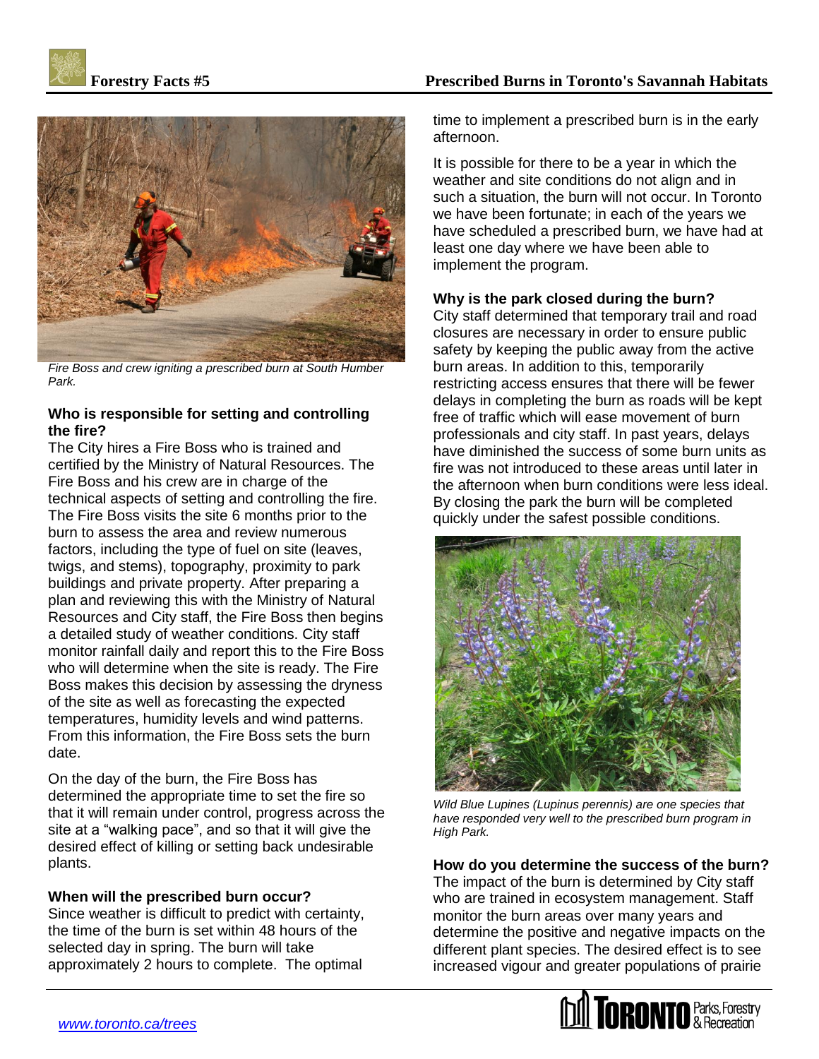*Fire Boss and crew igniting a prescribed burn at South Humber Park.*

### Who is responsible for setting and controlling the fire?

The City hires a Fire Boss who is trained and certified by the Ministry of Natural Resources. The Fire Boss and his crew are in charge of the technical aspects of setting and controlling the fire. The Fire Boss visits the site 6 months prior to the burn to assess the area and review numerous factors, including the type of fuel on site (leaves, twigs, and stems), topography, proximity to park buildings and private property. After preparing a plan and reviewing this with the Ministry of Natural Resources and City staff, the Fire Boss then begins a detailed study of weather conditions. City staff monitor rainfall daily and report this to the Fire Boss who will determine when the site is ready. The Fire Boss makes this decision by assessing the dryness of the site as well as forecasting the expected temperatures, humidity levels and wind patterns. From this information, the Fire Boss sets the burn date.

On the day of the burn, the Fire Boss has determined the appropriate time to set the fire so that it will remain under control, progress across the site at a "walking pace", and so that it will give the desired effect of killing or setting back undesirable plants.

### When will the prescribed burn occur?

Since weather is difficult to predict with certainty, the time of the burn is set within 48 hours of the selected day in spring. The burn will take approximately 2 hours to complete. The optimal time to implement a prescribed burn is in the early afternoon.

It is possible for there to be a year in which the weather and site conditions do not align and in such a situation, the burn will not occur. In Toronto we have been fortunate; in each of the years we have scheduled a prescribed burn, we have had at least one day where we have been able to implement the program.

### Why is the park closed during the burn?

City staff determined that temporary trail and road closures are necessary in order to ensure public safety by keeping the public away from the active burn areas. In addition to this, temporarily restricting access ensures that there will be fewer delays in completing the burn as roads will be kept free of traffic which will ease movement of burn professionals and city staff. In past years, delays have diminished the success of some burn units as fire was not introduced to these areas until later in the afternoon when burn conditions were less ideal. By closing the park the burn will be completed quickly under the safest possible conditions.

*Wild Blue Lupines (Lupinus perennis) are one species that have responded very well to the prescribed burn program in High Park.*

### How do you determine the success of the burn?

The impact of the burn is determined by City staff who are trained in ecosystem management. Staff monitor the burn areas over many years and determine the positive and negative impacts on the different plant species. The desired effect is to see increased vigour and greater populations of prairie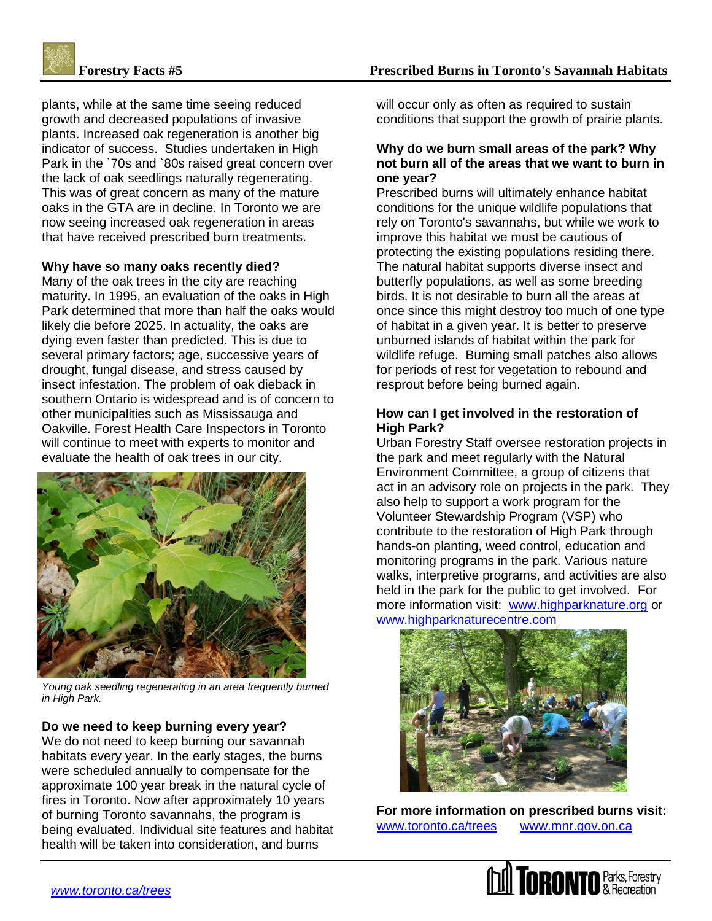plants, while at the same time seeing reduced growth and decreased populations of invasive plants. Increased oak regeneration is another big indicator of success. Studies undertaken in High Park in the `70s and `80s raised great concern over the lack of oak seedlings naturally regenerating. This was of great concern as many of the mature oaks in the GTA are in decline. In Toronto we are now seeing increased oak regeneration in areas that have received prescribed burn treatments.

**Why have so many oaks recently died?**

Many of the oak trees in the city are reaching maturity. In 1995, an evaluation of the oaks in High Park determined that more than half the oaks would likely die before 2025. In actuality, the oaks are dying even faster than predicted. This is due to several primary factors; age, successive years of drought, fungal disease, and stress caused by insect infestation. The problem of oak dieback in southern Ontario is widespread and is of concern to other municipalities such as Mississauga and Oakville. Forest Health Care Inspectors in Toronto will continue to meet with experts to monitor and evaluate the health of oak trees in our city.

*Young oak seedling regenerating in an area frequently burned in High Park.*

**Do we need to keep burning every year?**

We do not need to keep burning our savannah habitats every year. In the early stages, the burns were scheduled annually to compensate for the approximate 100 year break in the natural cycle of fires in Toronto. Now after approximately 10 years of burning Toronto savannahs, the program is being evaluated. Individual site features and habitat health will be taken into consideration, and burns will occur only as often as required to sustain conditions that support the growth of prairie plants.

**Why do we burn small areas of the park? Why not burn all of the areas that we want to burn in one year?**

Prescribed burns will ultimately enhance habitat conditions for the unique wildlife populations that rely on Toronto's savannahs, but while we work to improve this habitat we must be cautious of protecting the existing populations residing there. The natural habitat supports diverse insect and butterfly populations, as well as some breeding birds. It is not desirable to burn all the areas at once since this might destroy too much of one type of habitat in a given year. It is better to preserve unburned islands of habitat within the park for wildlife refuge. Burning small patches also allows for periods of rest for vegetation to rebound and resprout before being burned again.

**How can I get involved in the restoration of High Park?**

Urban Forestry Staff oversee restoration projects in the park and meet regularly with the Natural Environment Committee, a group of citizens that act in an advisory role on projects in the park. They also help to support a work program for the Volunteer Stewardship Program (VSP) who contribute to the restoration of High Park through hands-on planting, weed control, education and monitoring programs in the park. Various nature walks, interpretive programs, and activities are also held in the park for the public to get involved. For more information visit: www.highparknature.org or www.highparknaturecentre.com

**For more information on prescribed burns visit:**
www.toronto.ca/trees www.mnr.gov.on.ca